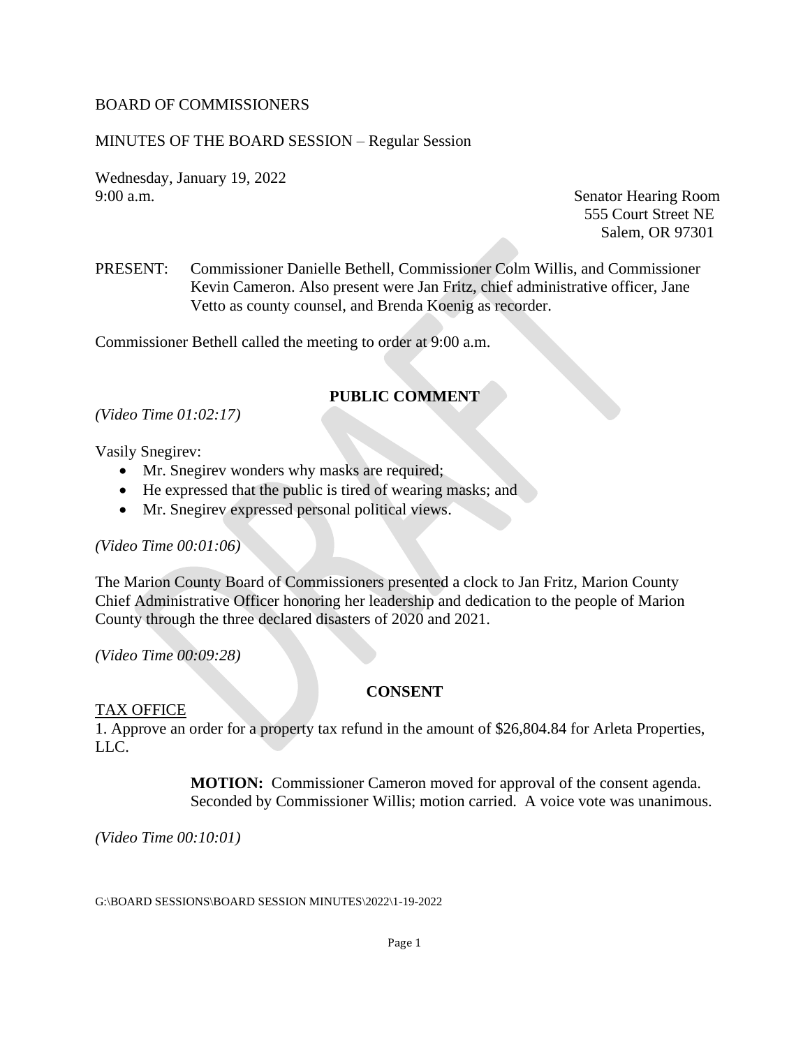BOARD OF COMMISSIONERS

MINUTES OF THE BOARD SESSION – Regular Session

Wednesday, January 19, 2022
9:00 a.m.

Senator Hearing Room
555 Court Street NE
Salem, OR 97301

PRESENT: Commissioner Danielle Bethell, Commissioner Colm Willis, and Commissioner Kevin Cameron. Also present were Jan Fritz, chief administrative officer, Jane Vetto as county counsel, and Brenda Koenig as recorder.

Commissioner Bethell called the meeting to order at 9:00 a.m.

## PUBLIC COMMENT

*(Video Time 01:02:17)*

Vasily Snegirev:

- Mr. Snegirev wonders why masks are required;
- He expressed that the public is tired of wearing masks; and
- Mr. Snegirev expressed personal political views.

*(Video Time 00:01:06)*

The Marion County Board of Commissioners presented a clock to Jan Fritz, Marion County Chief Administrative Officer honoring her leadership and dedication to the people of Marion County through the three declared disasters of 2020 and 2021.

*(Video Time 00:09:28)*

## CONSENT

TAX OFFICE

1. Approve an order for a property tax refund in the amount of $26,804.84 for Arleta Properties, LLC.

> **MOTION:** Commissioner Cameron moved for approval of the consent agenda. Seconded by Commissioner Willis; motion carried. A voice vote was unanimous.

*(Video Time 00:10:01)*

G:\BOARD SESSIONS\BOARD SESSION MINUTES\2022\1-19-2022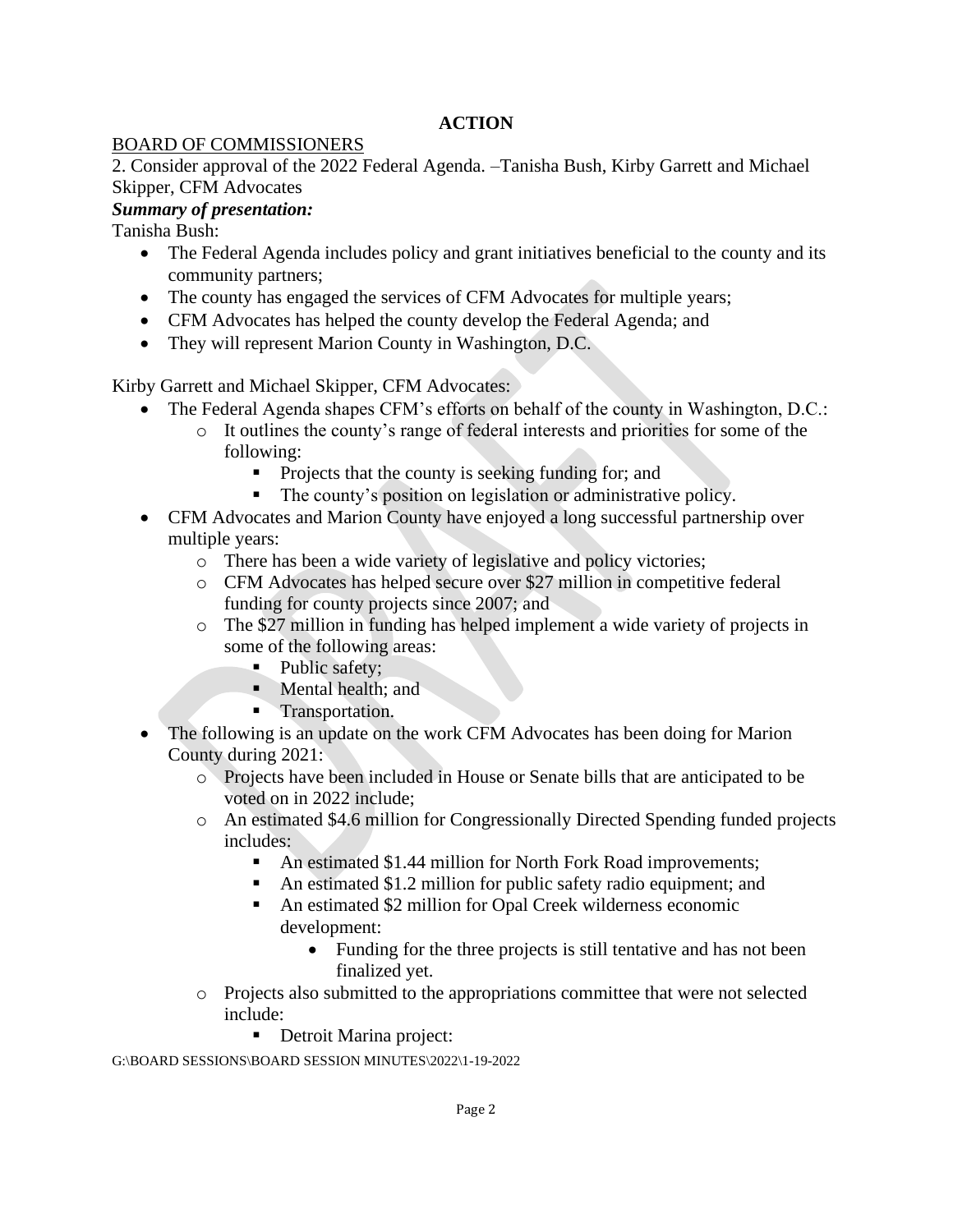**ACTION**

BOARD OF COMMISSIONERS

2. Consider approval of the 2022 Federal Agenda. –Tanisha Bush, Kirby Garrett and Michael Skipper, CFM Advocates

***Summary of presentation:***

Tanisha Bush:

- The Federal Agenda includes policy and grant initiatives beneficial to the county and its community partners;
- The county has engaged the services of CFM Advocates for multiple years;
- CFM Advocates has helped the county develop the Federal Agenda; and
- They will represent Marion County in Washington, D.C.

Kirby Garrett and Michael Skipper, CFM Advocates:

- The Federal Agenda shapes CFM's efforts on behalf of the county in Washington, D.C.:
  - It outlines the county's range of federal interests and priorities for some of the following:
    - Projects that the county is seeking funding for; and
    - The county's position on legislation or administrative policy.
- CFM Advocates and Marion County have enjoyed a long successful partnership over multiple years:
  - There has been a wide variety of legislative and policy victories;
  - CFM Advocates has helped secure over $27 million in competitive federal funding for county projects since 2007; and
  - The $27 million in funding has helped implement a wide variety of projects in some of the following areas:
    - Public safety;
    - Mental health; and
    - Transportation.
- The following is an update on the work CFM Advocates has been doing for Marion County during 2021:
  - Projects have been included in House or Senate bills that are anticipated to be voted on in 2022 include;
  - An estimated $4.6 million for Congressionally Directed Spending funded projects includes:
    - An estimated $1.44 million for North Fork Road improvements;
    - An estimated $1.2 million for public safety radio equipment; and
    - An estimated $2 million for Opal Creek wilderness economic development:
      - Funding for the three projects is still tentative and has not been finalized yet.
  - Projects also submitted to the appropriations committee that were not selected include:
    - Detroit Marina project:

G:\BOARD SESSIONS\BOARD SESSION MINUTES\2022\1-19-2022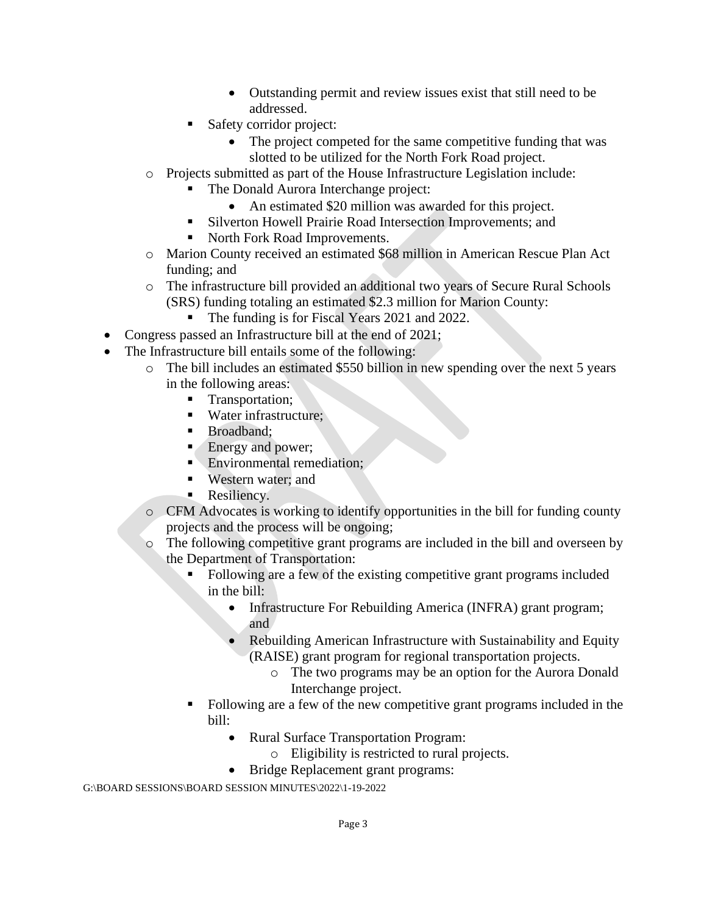- Outstanding permit and review issues exist that still need to be addressed.
      - Safety corridor project:
        - The project competed for the same competitive funding that was slotted to be utilized for the North Fork Road project.
  - Projects submitted as part of the House Infrastructure Legislation include:
    - The Donald Aurora Interchange project:
      - An estimated $20 million was awarded for this project.
    - Silverton Howell Prairie Road Intersection Improvements; and
    - North Fork Road Improvements.
  - Marion County received an estimated $68 million in American Rescue Plan Act funding; and
  - The infrastructure bill provided an additional two years of Secure Rural Schools (SRS) funding totaling an estimated $2.3 million for Marion County:
    - The funding is for Fiscal Years 2021 and 2022.
- Congress passed an Infrastructure bill at the end of 2021;
- The Infrastructure bill entails some of the following:
  - The bill includes an estimated $550 billion in new spending over the next 5 years in the following areas:
    - Transportation;
    - Water infrastructure;
    - Broadband;
    - Energy and power;
    - Environmental remediation;
    - Western water; and
    - Resiliency.
  - CFM Advocates is working to identify opportunities in the bill for funding county projects and the process will be ongoing;
  - The following competitive grant programs are included in the bill and overseen by the Department of Transportation:
    - Following are a few of the existing competitive grant programs included in the bill:
      - Infrastructure For Rebuilding America (INFRA) grant program; and
      - Rebuilding American Infrastructure with Sustainability and Equity (RAISE) grant program for regional transportation projects.
        - The two programs may be an option for the Aurora Donald Interchange project.
    - Following are a few of the new competitive grant programs included in the bill:
      - Rural Surface Transportation Program:
        - Eligibility is restricted to rural projects.
      - Bridge Replacement grant programs:

G:\BOARD SESSIONS\BOARD SESSION MINUTES\2022\1-19-2022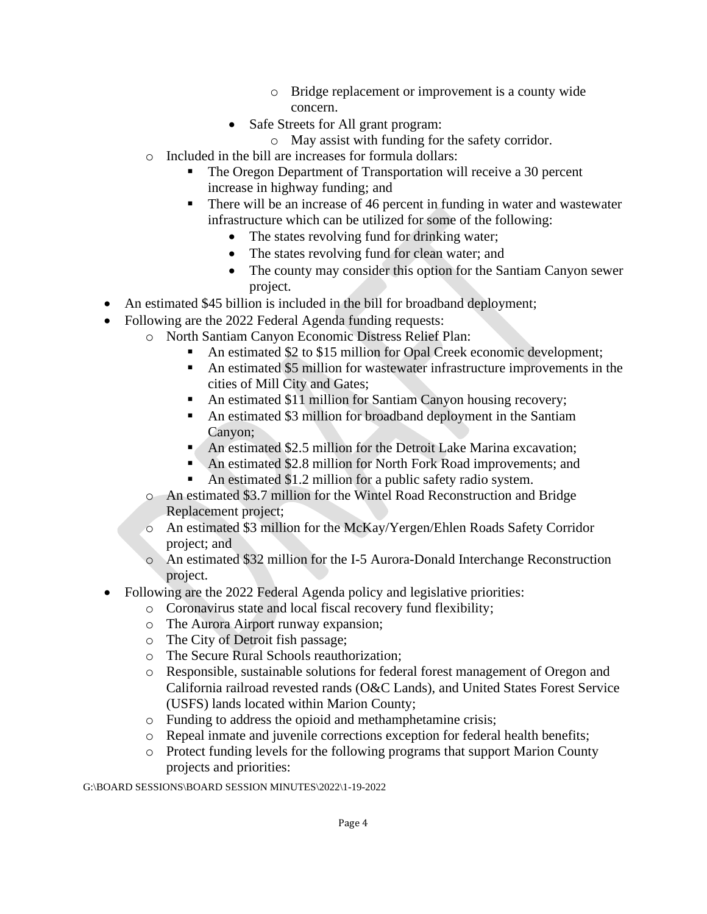- Bridge replacement or improvement is a county wide concern.
      - Safe Streets for All grant program:
        - May assist with funding for the safety corridor.
  - Included in the bill are increases for formula dollars:
    - The Oregon Department of Transportation will receive a 30 percent increase in highway funding; and
    - There will be an increase of 46 percent in funding in water and wastewater infrastructure which can be utilized for some of the following:
      - The states revolving fund for drinking water;
      - The states revolving fund for clean water; and
      - The county may consider this option for the Santiam Canyon sewer project.
- An estimated $45 billion is included in the bill for broadband deployment;
- Following are the 2022 Federal Agenda funding requests:
  - North Santiam Canyon Economic Distress Relief Plan:
    - An estimated $2 to $15 million for Opal Creek economic development;
    - An estimated $5 million for wastewater infrastructure improvements in the cities of Mill City and Gates;
    - An estimated $11 million for Santiam Canyon housing recovery;
    - An estimated $3 million for broadband deployment in the Santiam Canyon;
    - An estimated $2.5 million for the Detroit Lake Marina excavation;
    - An estimated $2.8 million for North Fork Road improvements; and
    - An estimated $1.2 million for a public safety radio system.
  - An estimated $3.7 million for the Wintel Road Reconstruction and Bridge Replacement project;
  - An estimated $3 million for the McKay/Yergen/Ehlen Roads Safety Corridor project; and
  - An estimated $32 million for the I-5 Aurora-Donald Interchange Reconstruction project.
- Following are the 2022 Federal Agenda policy and legislative priorities:
  - Coronavirus state and local fiscal recovery fund flexibility;
  - The Aurora Airport runway expansion;
  - The City of Detroit fish passage;
  - The Secure Rural Schools reauthorization;
  - Responsible, sustainable solutions for federal forest management of Oregon and California railroad revested rands (O&C Lands), and United States Forest Service (USFS) lands located within Marion County;
  - Funding to address the opioid and methamphetamine crisis;
  - Repeal inmate and juvenile corrections exception for federal health benefits;
  - Protect funding levels for the following programs that support Marion County projects and priorities:

G:\BOARD SESSIONS\BOARD SESSION MINUTES\2022\1-19-2022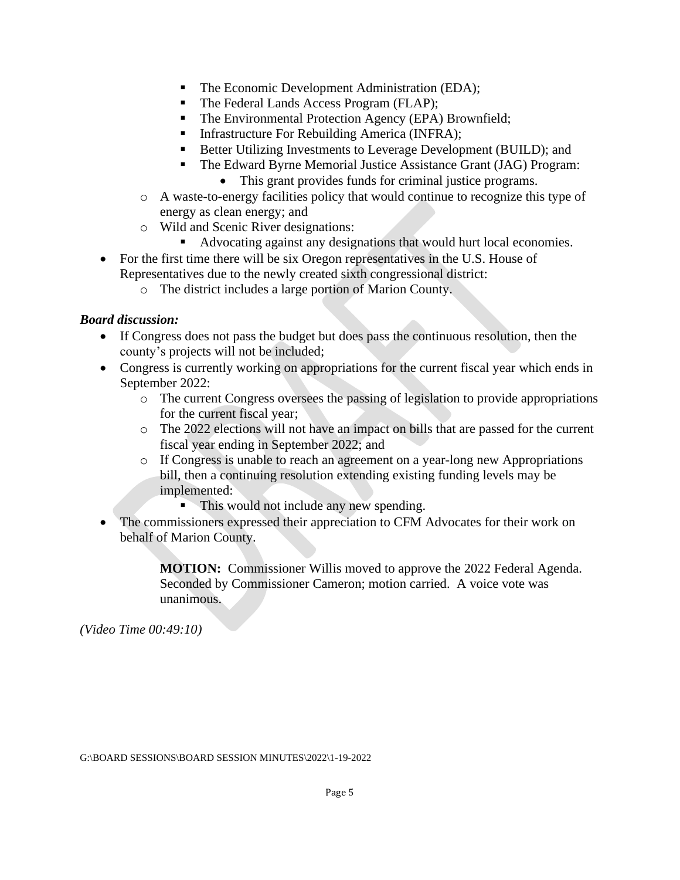- The Economic Development Administration (EDA);
        - The Federal Lands Access Program (FLAP);
        - The Environmental Protection Agency (EPA) Brownfield;
        - Infrastructure For Rebuilding America (INFRA);
        - Better Utilizing Investments to Leverage Development (BUILD); and
        - The Edward Byrne Memorial Justice Assistance Grant (JAG) Program:
            - This grant provides funds for criminal justice programs.
    - A waste-to-energy facilities policy that would continue to recognize this type of energy as clean energy; and
    - Wild and Scenic River designations:
        - Advocating against any designations that would hurt local economies.
- For the first time there will be six Oregon representatives in the U.S. House of Representatives due to the newly created sixth congressional district:
    - The district includes a large portion of Marion County.

***Board discussion:***

- If Congress does not pass the budget but does pass the continuous resolution, then the county's projects will not be included;
- Congress is currently working on appropriations for the current fiscal year which ends in September 2022:
    - The current Congress oversees the passing of legislation to provide appropriations for the current fiscal year;
    - The 2022 elections will not have an impact on bills that are passed for the current fiscal year ending in September 2022; and
    - If Congress is unable to reach an agreement on a year-long new Appropriations bill, then a continuing resolution extending existing funding levels may be implemented:
        - This would not include any new spending.
- The commissioners expressed their appreciation to CFM Advocates for their work on behalf of Marion County.

> **MOTION:** Commissioner Willis moved to approve the 2022 Federal Agenda. Seconded by Commissioner Cameron; motion carried. A voice vote was unanimous.

*(Video Time 00:49:10)*

G:\BOARD SESSIONS\BOARD SESSION MINUTES\2022\1-19-2022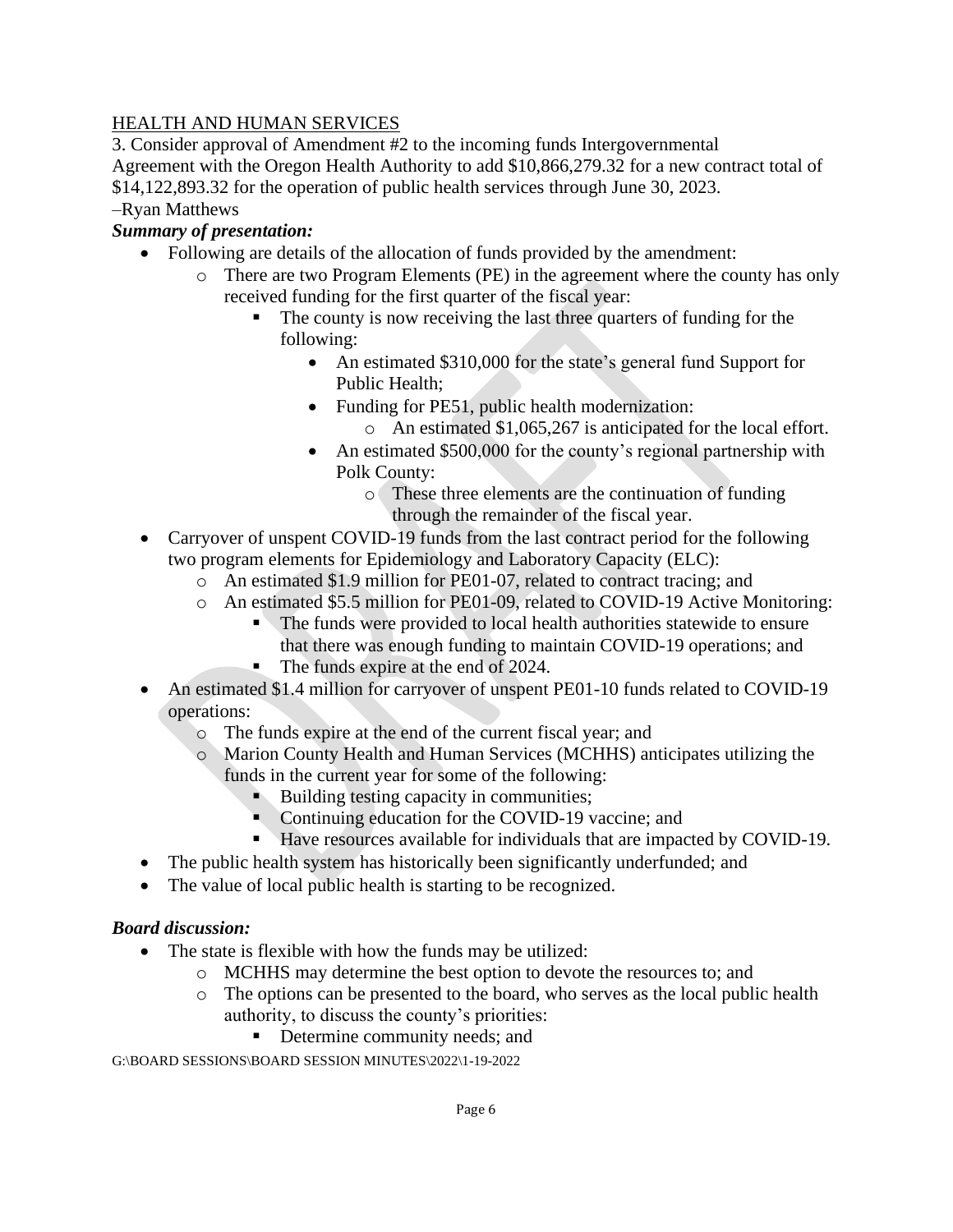HEALTH AND HUMAN SERVICES

3. Consider approval of Amendment #2 to the incoming funds Intergovernmental Agreement with the Oregon Health Authority to add $10,866,279.32 for a new contract total of $14,122,893.32 for the operation of public health services through June 30, 2023. –Ryan Matthews

***Summary of presentation:***

- Following are details of the allocation of funds provided by the amendment:
  - There are two Program Elements (PE) in the agreement where the county has only received funding for the first quarter of the fiscal year:
    - The county is now receiving the last three quarters of funding for the following:
      - An estimated $310,000 for the state's general fund Support for Public Health;
      - Funding for PE51, public health modernization:
        - An estimated $1,065,267 is anticipated for the local effort.
      - An estimated $500,000 for the county's regional partnership with Polk County:
        - These three elements are the continuation of funding through the remainder of the fiscal year.
- Carryover of unspent COVID-19 funds from the last contract period for the following two program elements for Epidemiology and Laboratory Capacity (ELC):
  - An estimated $1.9 million for PE01-07, related to contract tracing; and
  - An estimated $5.5 million for PE01-09, related to COVID-19 Active Monitoring:
    - The funds were provided to local health authorities statewide to ensure that there was enough funding to maintain COVID-19 operations; and
    - The funds expire at the end of 2024.
- An estimated $1.4 million for carryover of unspent PE01-10 funds related to COVID-19 operations:
  - The funds expire at the end of the current fiscal year; and
  - Marion County Health and Human Services (MCHHS) anticipates utilizing the funds in the current year for some of the following:
    - Building testing capacity in communities;
    - Continuing education for the COVID-19 vaccine; and
    - Have resources available for individuals that are impacted by COVID-19.
- The public health system has historically been significantly underfunded; and
- The value of local public health is starting to be recognized.

***Board discussion:***

- The state is flexible with how the funds may be utilized:
  - MCHHS may determine the best option to devote the resources to; and
  - The options can be presented to the board, who serves as the local public health authority, to discuss the county's priorities:
    - Determine community needs; and

G:\BOARD SESSIONS\BOARD SESSION MINUTES\2022\1-19-2022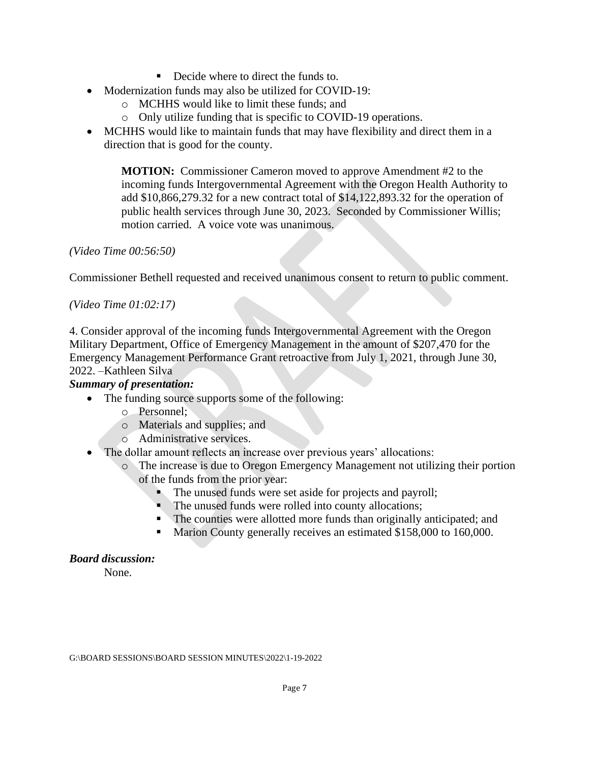- Decide where to direct the funds to.
- Modernization funds may also be utilized for COVID-19:
    - MCHHS would like to limit these funds; and
    - Only utilize funding that is specific to COVID-19 operations.
- MCHHS would like to maintain funds that may have flexibility and direct them in a direction that is good for the county.

> **MOTION:** Commissioner Cameron moved to approve Amendment #2 to the incoming funds Intergovernmental Agreement with the Oregon Health Authority to add $10,866,279.32 for a new contract total of $14,122,893.32 for the operation of public health services through June 30, 2023. Seconded by Commissioner Willis; motion carried. A voice vote was unanimous.

*(Video Time 00:56:50)*

Commissioner Bethell requested and received unanimous consent to return to public comment.

*(Video Time 01:02:17)*

4. Consider approval of the incoming funds Intergovernmental Agreement with the Oregon Military Department, Office of Emergency Management in the amount of $207,470 for the Emergency Management Performance Grant retroactive from July 1, 2021, through June 30, 2022. –Kathleen Silva

***Summary of presentation:***

- The funding source supports some of the following:
    - Personnel;
    - Materials and supplies; and
    - Administrative services.
- The dollar amount reflects an increase over previous years' allocations:
    - The increase is due to Oregon Emergency Management not utilizing their portion of the funds from the prior year:
        - The unused funds were set aside for projects and payroll;
        - The unused funds were rolled into county allocations;
        - The counties were allotted more funds than originally anticipated; and
        - Marion County generally receives an estimated $158,000 to 160,000.

***Board discussion:***

None.

G:\BOARD SESSIONS\BOARD SESSION MINUTES\2022\1-19-2022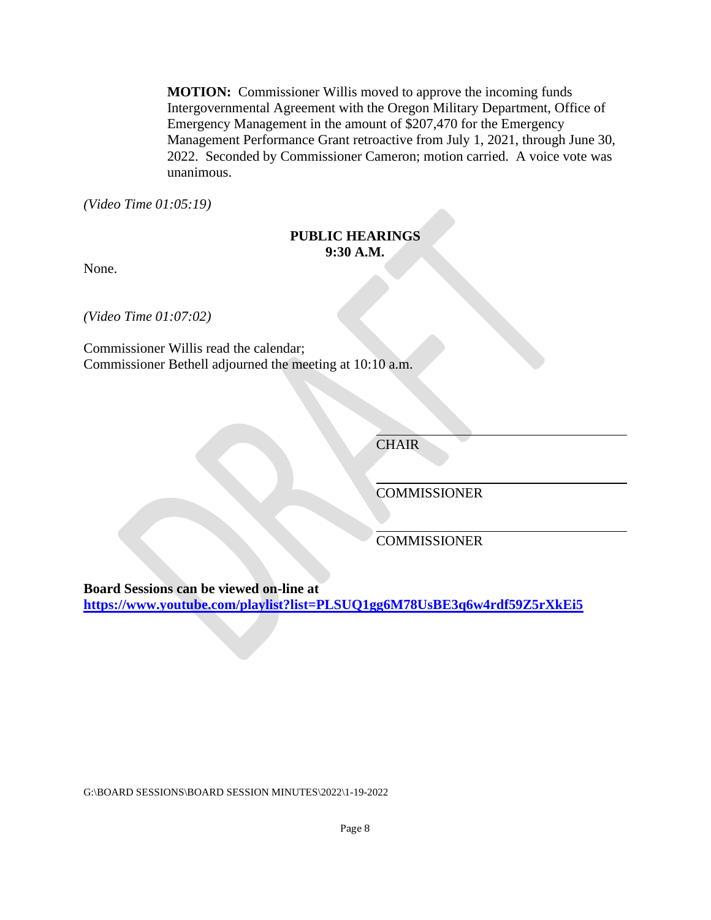**MOTION:** Commissioner Willis moved to approve the incoming funds Intergovernmental Agreement with the Oregon Military Department, Office of Emergency Management in the amount of $207,470 for the Emergency Management Performance Grant retroactive from July 1, 2021, through June 30, 2022. Seconded by Commissioner Cameron; motion carried. A voice vote was unanimous.

*(Video Time 01:05:19)*

**PUBLIC HEARINGS**
**9:30 A.M.**

None.

*(Video Time 01:07:02)*

Commissioner Willis read the calendar;
Commissioner Bethell adjourned the meeting at 10:10 a.m.

\_\_\_\_\_\_\_\_\_\_\_\_\_\_\_\_\_\_\_\_\_\_\_\_\_\_\_\_\_\_\_\_
CHAIR

\_\_\_\_\_\_\_\_\_\_\_\_\_\_\_\_\_\_\_\_\_\_\_\_\_\_\_\_\_\_\_\_
COMMISSIONER

\_\_\_\_\_\_\_\_\_\_\_\_\_\_\_\_\_\_\_\_\_\_\_\_\_\_\_\_\_\_\_\_
COMMISSIONER

**Board Sessions can be viewed on-line at**
**https://www.youtube.com/playlist?list=PLSUQ1gg6M78UsBE3q6w4rdf59Z5rXkEi5**

G:\BOARD SESSIONS\BOARD SESSION MINUTES\2022\1-19-2022